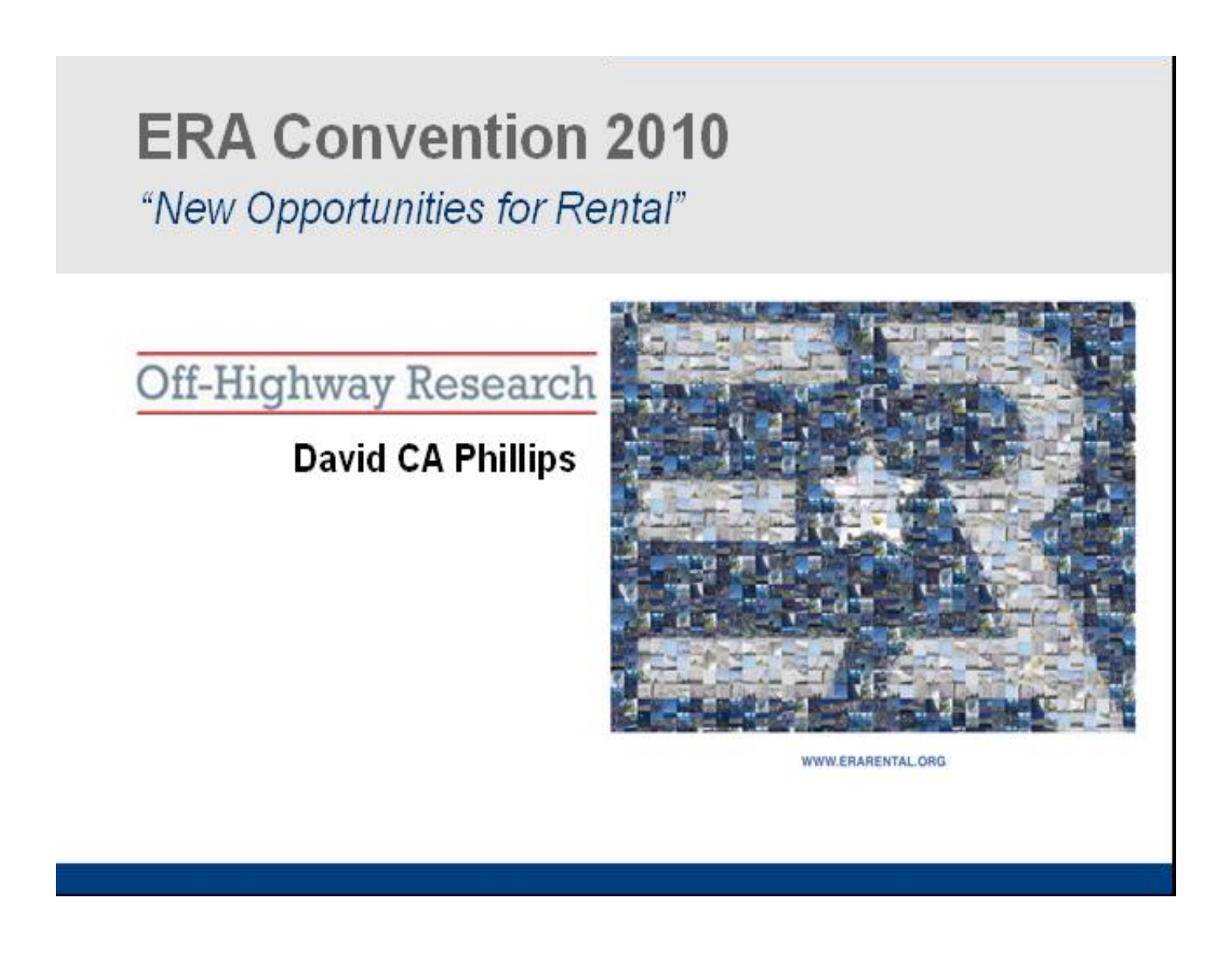# ERA Convention 2010

*"New Opportunities for Rental"*

Off-Highway Research

**David CA Phillips**

WWW.ERARENTAL.ORG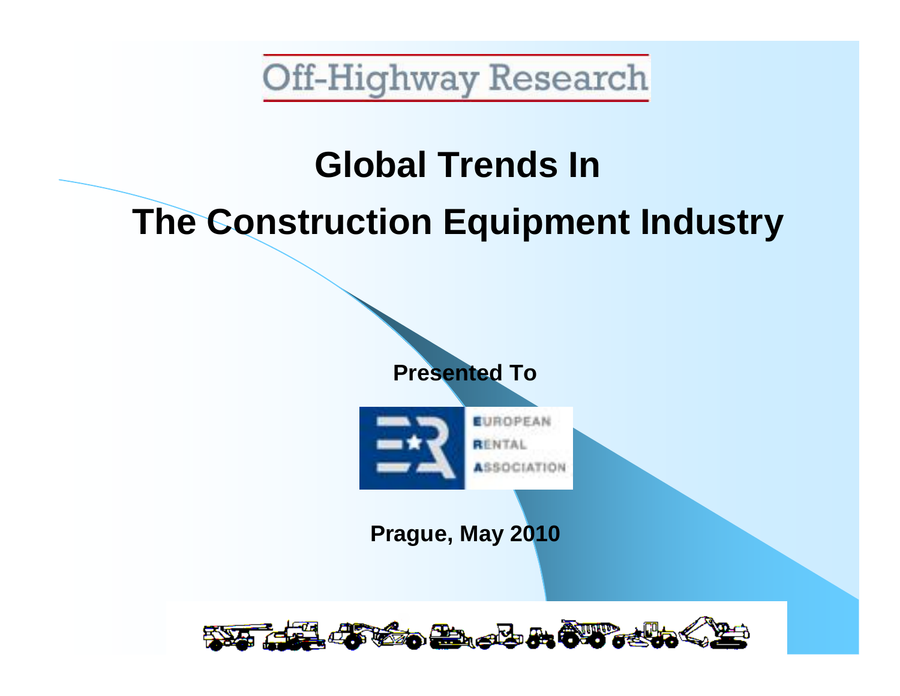Off-Highway Research

# Global Trends In
# The Construction Equipment Industry

**Presented To**

EUROPEAN RENTAL ASSOCIATION

**Prague, May 2010**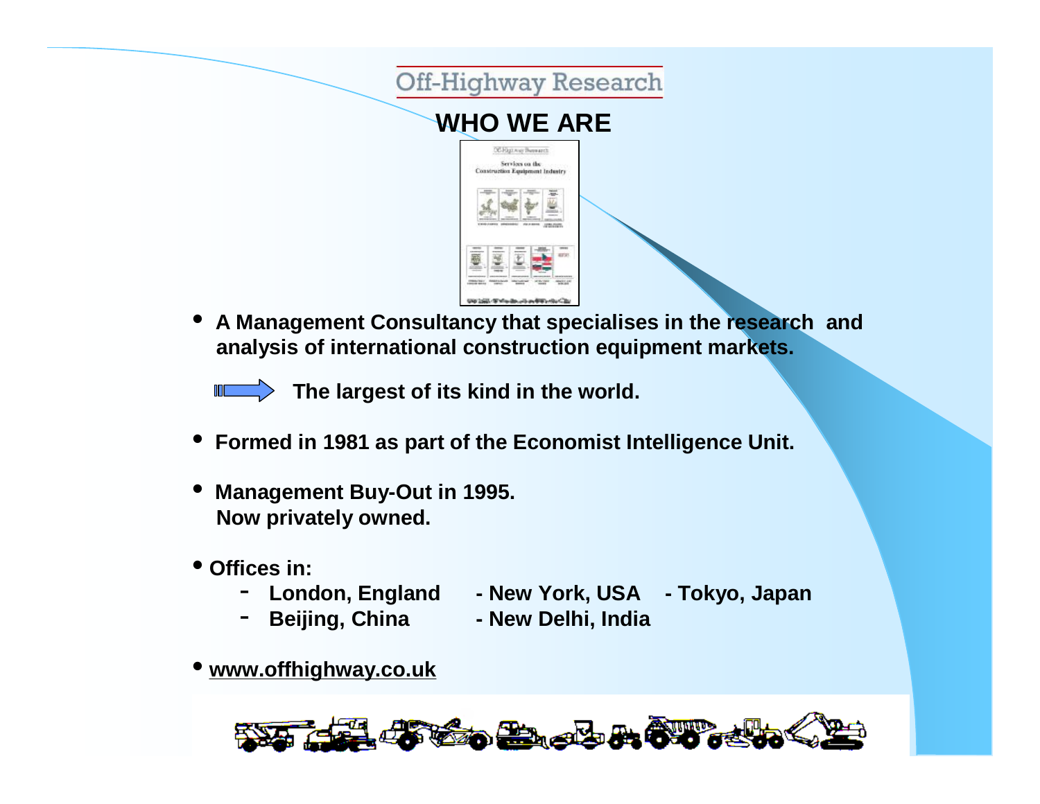Off-Highway Research

# WHO WE ARE

- **A Management Consultancy that specialises in the research and analysis of international construction equipment markets.**

  **The largest of its kind in the world.**

- **Formed in 1981 as part of the Economist Intelligence Unit.**

- **Management Buy-Out in 1995.**
  **Now privately owned.**

- **Offices in:**
  - **London, England** - **New York, USA** - **Tokyo, Japan**
  - **Beijing, China** - **New Delhi, India**

- **www.offhighway.co.uk**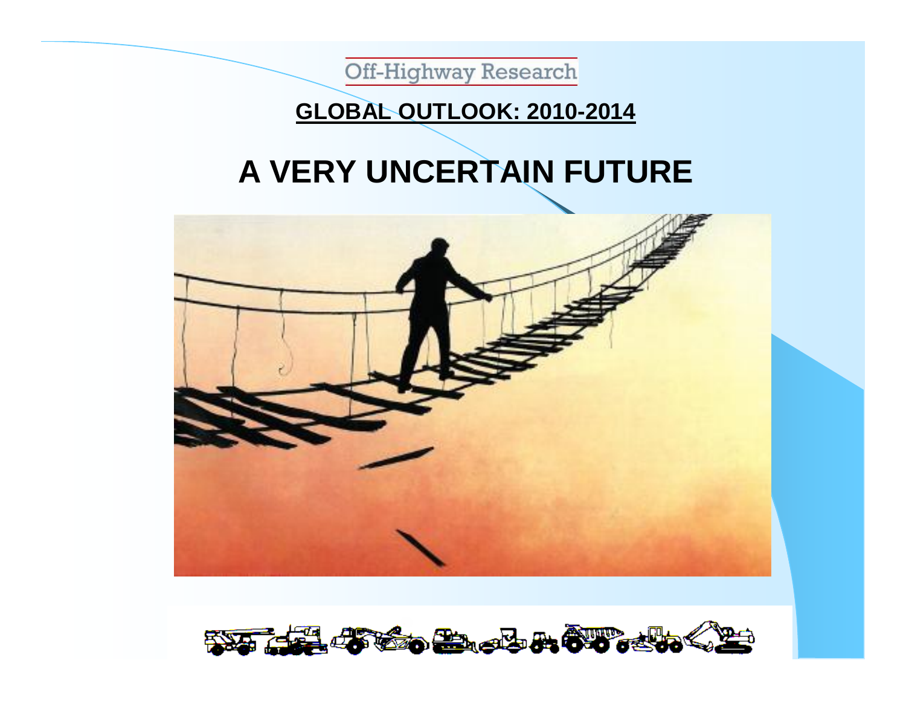Off-Highway Research

**GLOBAL OUTLOOK: 2010-2014**

# A VERY UNCERTAIN FUTURE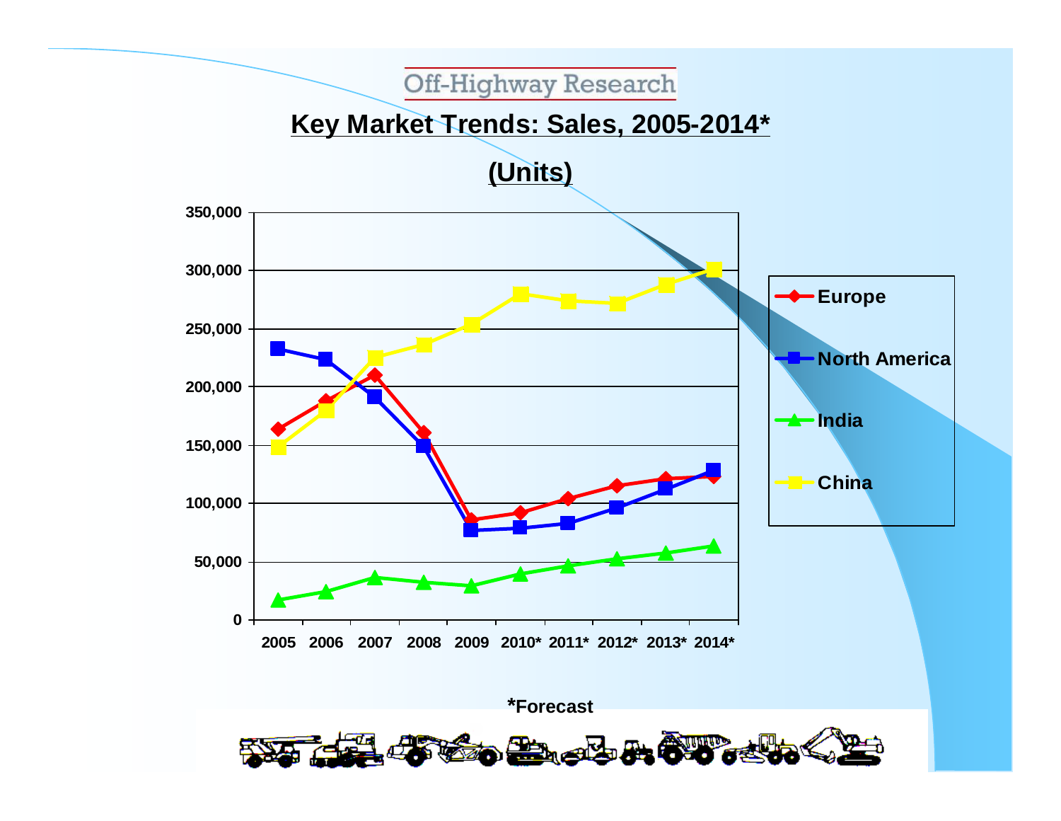Off-Highway Research

## Key Market Trends: Sales, 2005-2014*

## (Units)

350,000
300,000
250,000
200,000
150,000
100,000
50,000
0

2005 2006 2007 2008 2009 2010* 2011* 2012* 2013* 2014*

Europe
North America
India
China

*Forecast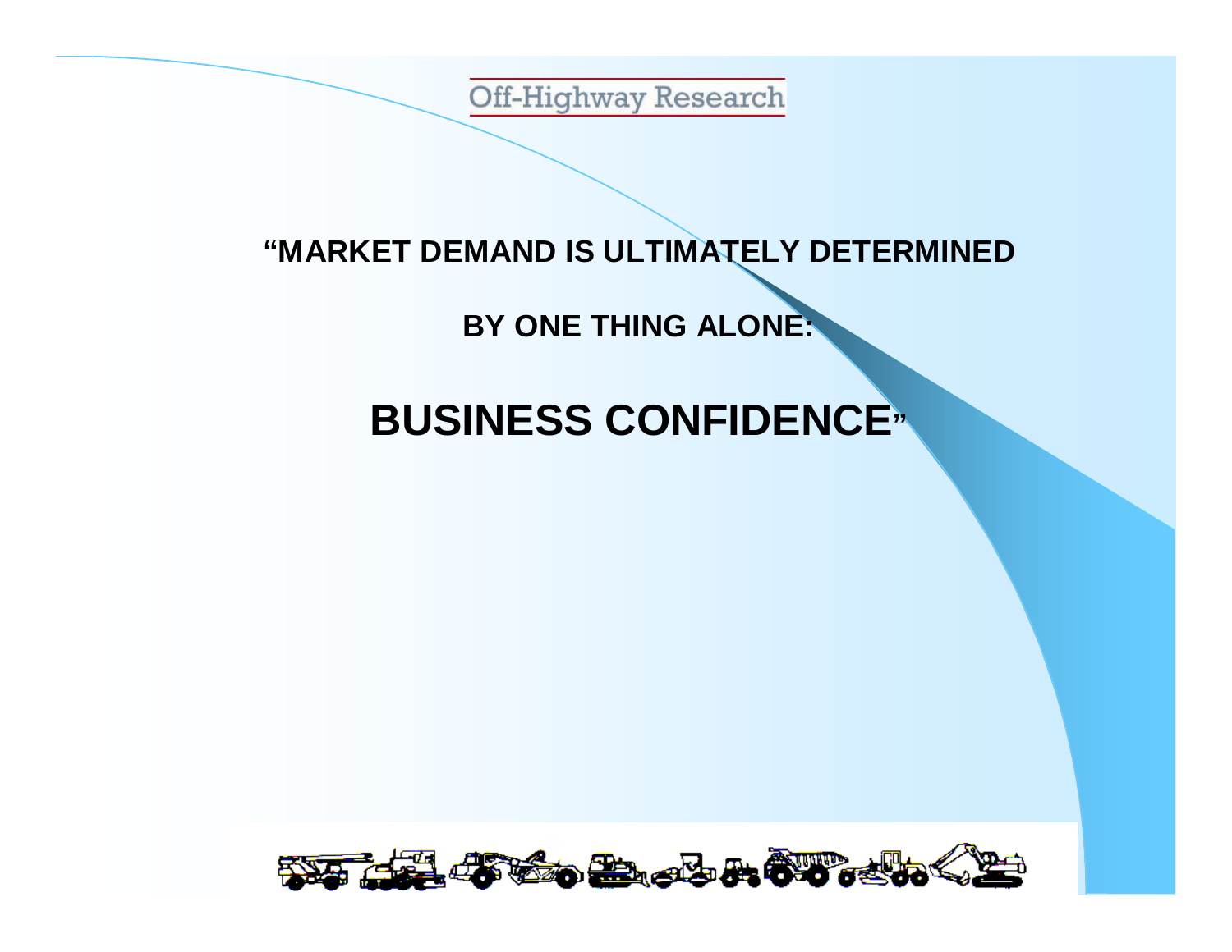Off-Highway Research

**"MARKET DEMAND IS ULTIMATELY DETERMINED**

**BY ONE THING ALONE:**

## BUSINESS CONFIDENCE"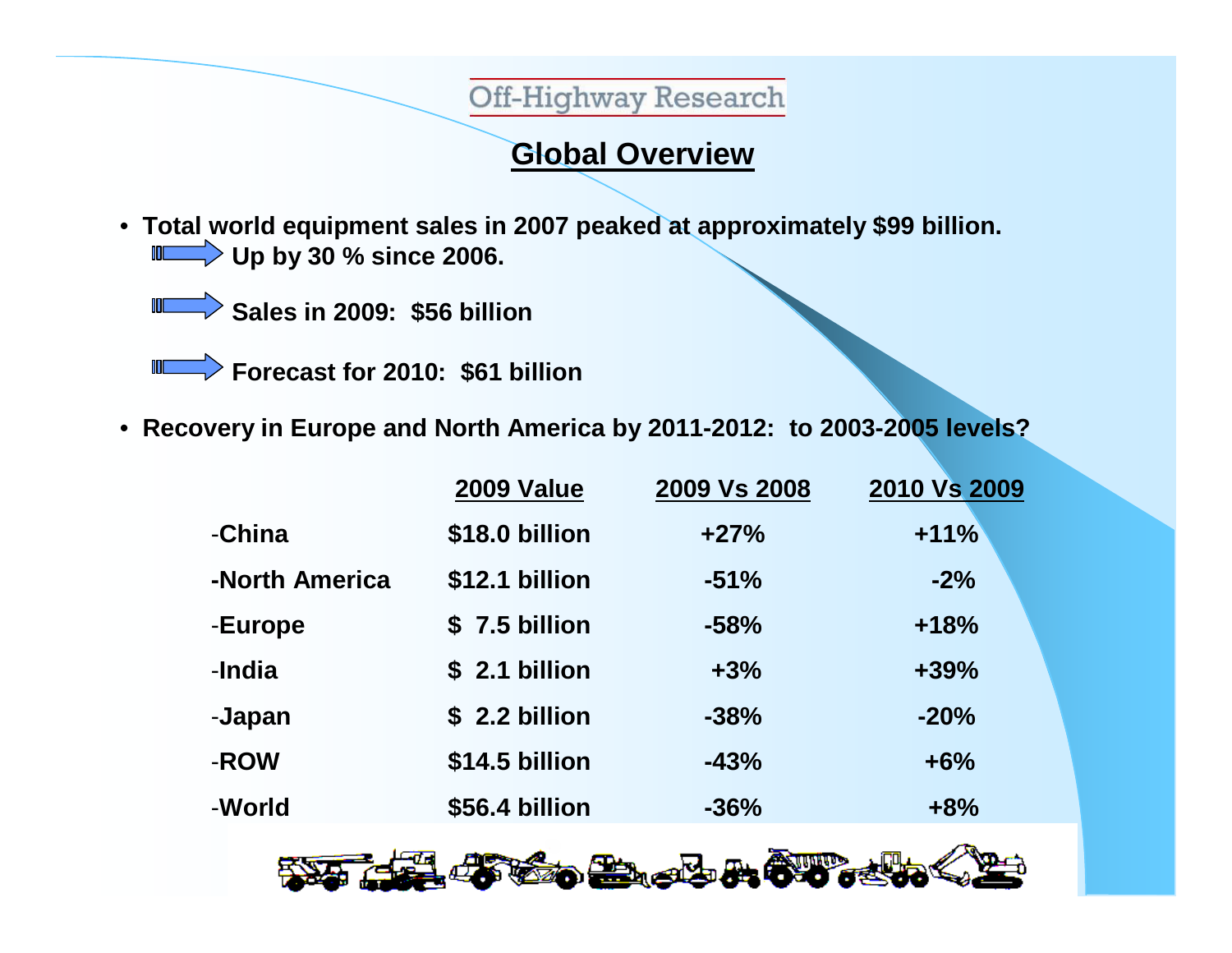Off-Highway Research

# Global Overview

- **Total world equipment sales in 2007 peaked at approximately $99 billion.**
  - **Up by 30 % since 2006.**
  - **Sales in 2009: $56 billion**
  - **Forecast for 2010: $61 billion**
- **Recovery in Europe and North America by 2011-2012: to 2003-2005 levels?**

| | 2009 Value | 2009 Vs 2008 | 2010 Vs 2009 |
|---|---|---|---|
| -China | $18.0 billion | +27% | +11% |
| -North America | $12.1 billion | -51% | -2% |
| -Europe | $ 7.5 billion | -58% | +18% |
| -India | $ 2.1 billion | +3% | +39% |
| -Japan | $ 2.2 billion | -38% | -20% |
| -ROW | $14.5 billion | -43% | +6% |
| -World | $56.4 billion | -36% | +8% |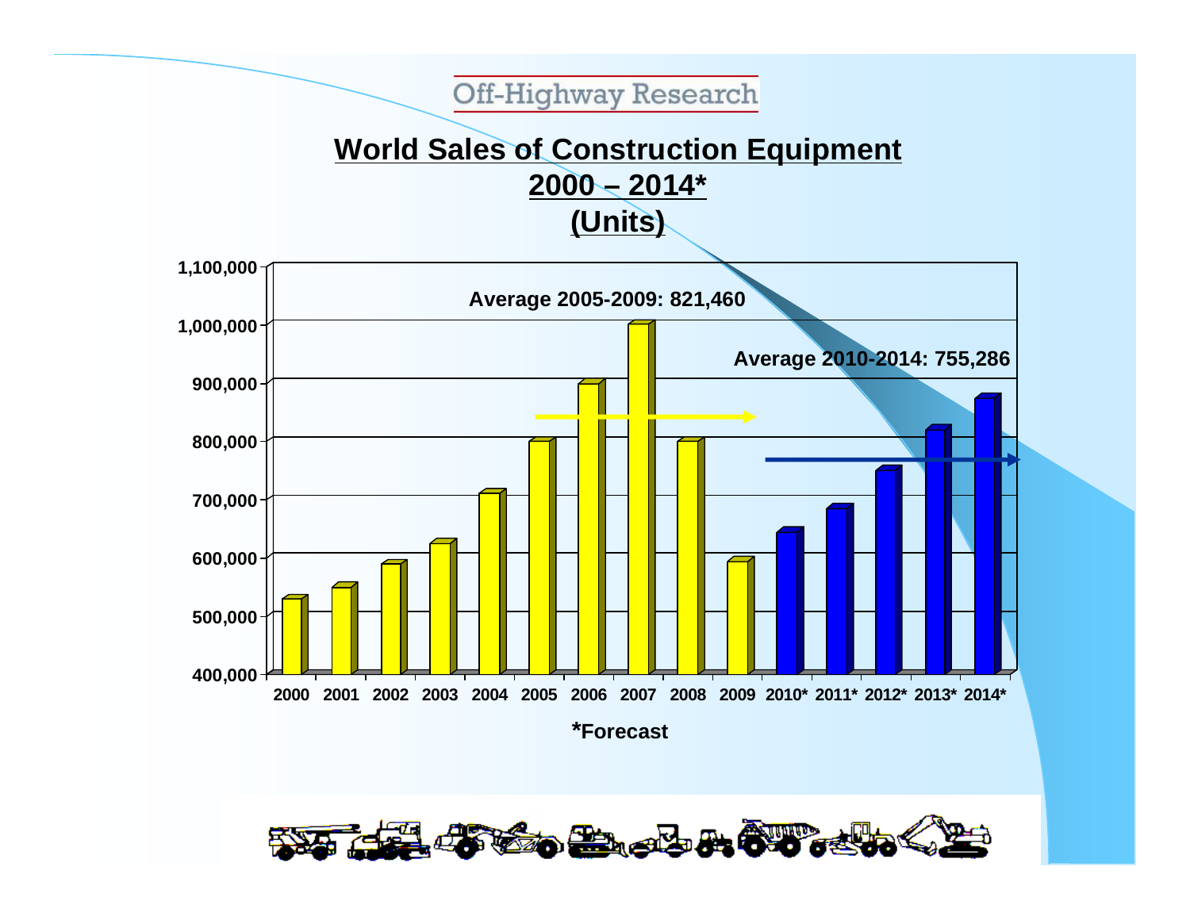Off-Highway Research

# World Sales of Construction Equipment 2000 – 2014* (Units)

Average 2005-2009: 821,460

Average 2010-2014: 755,286

*Forecast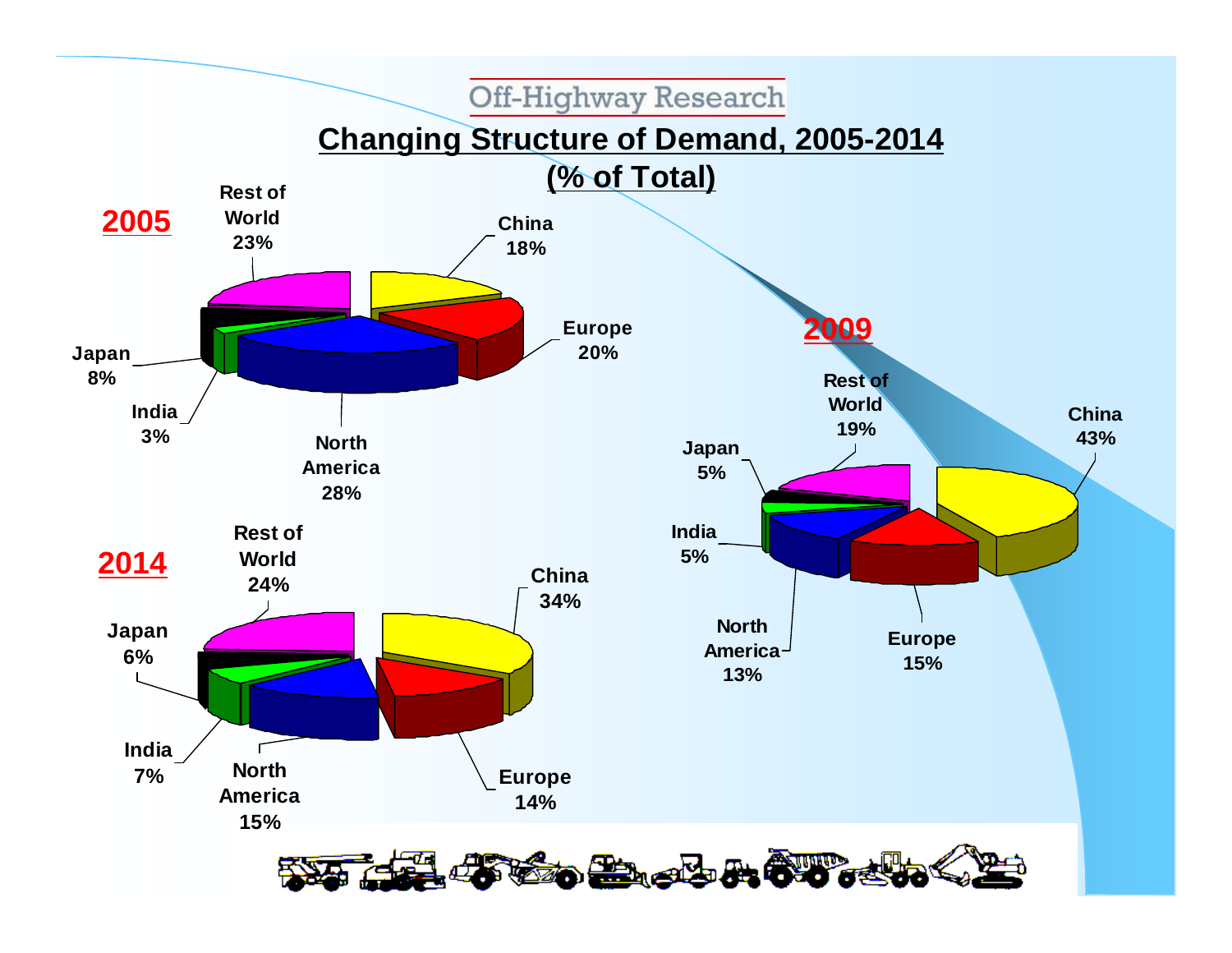Off-Highway Research

# Changing Structure of Demand, 2005-2014

## (% of Total)

**2005**

| Region | % |
| --- | --- |
| China | 18% |
| Europe | 20% |
| North America | 28% |
| India | 3% |
| Japan | 8% |
| Rest of World | 23% |

**2009**

| Region | % |
| --- | --- |
| China | 43% |
| Europe | 15% |
| North America | 13% |
| India | 5% |
| Japan | 5% |
| Rest of World | 19% |

**2014**

| Region | % |
| --- | --- |
| China | 34% |
| Europe | 14% |
| North America | 15% |
| India | 7% |
| Japan | 6% |
| Rest of World | 24% |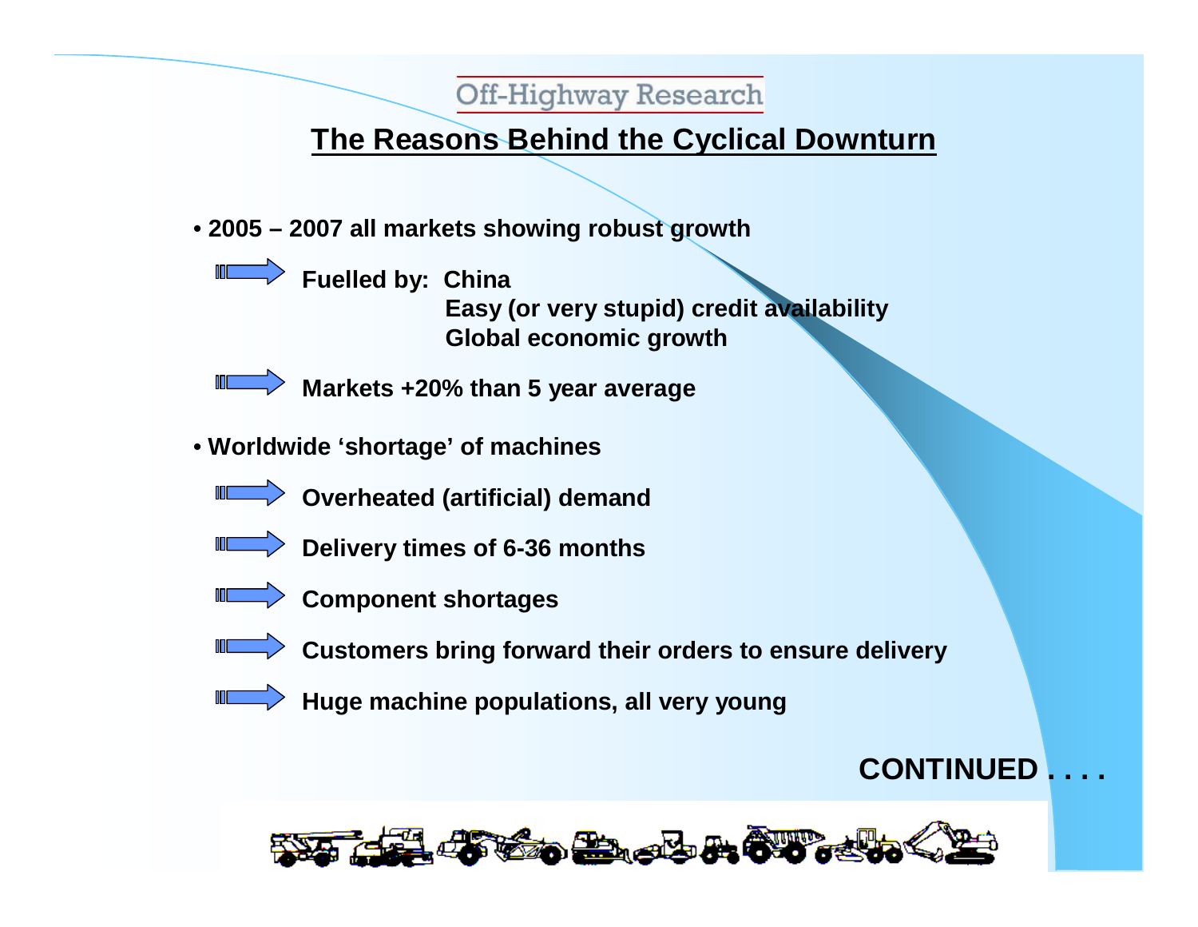Off-Highway Research

## The Reasons Behind the Cyclical Downturn

- **2005 – 2007 all markets showing robust growth**
  - **Fuelled by: China**
    **Easy (or very stupid) credit availability**
    **Global economic growth**
  - **Markets +20% than 5 year average**
- **Worldwide 'shortage' of machines**
  - **Overheated (artificial) demand**
  - **Delivery times of 6-36 months**
  - **Component shortages**
  - **Customers bring forward their orders to ensure delivery**
  - **Huge machine populations, all very young**

**CONTINUED . . . .**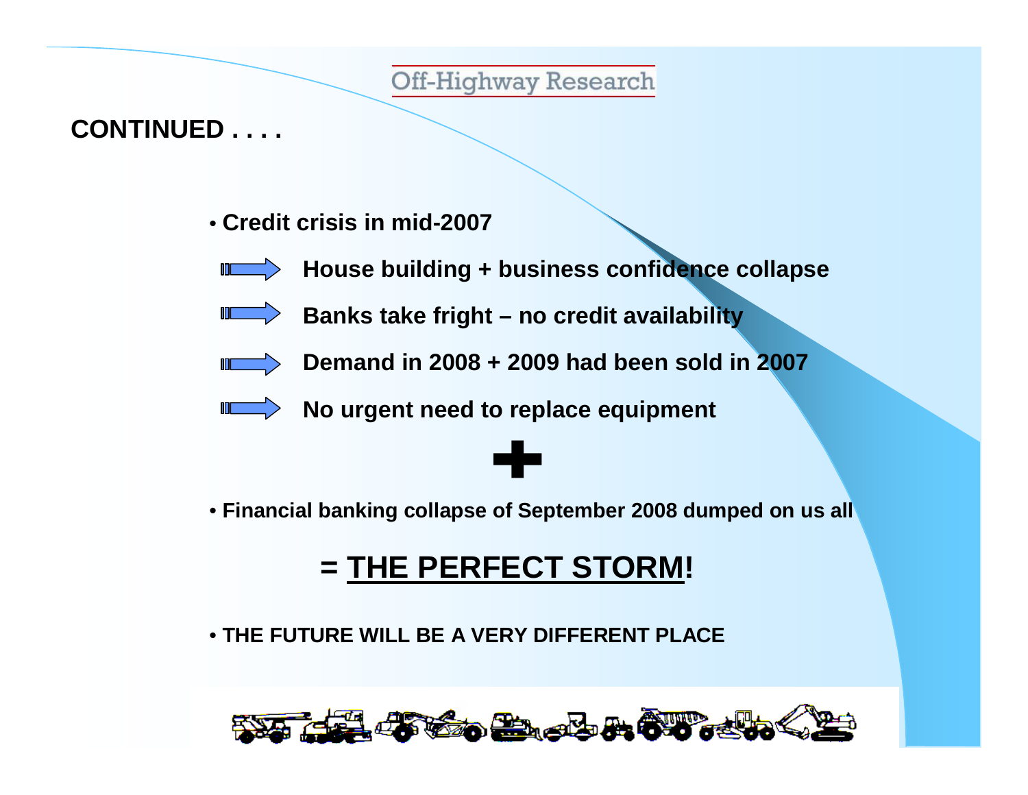## CONTINUED . . . .

- **Credit crisis in mid-2007**

→ **House building + business confidence collapse**

→ **Banks take fright – no credit availability**

→ **Demand in 2008 + 2009 had been sold in 2007**

→ **No urgent need to replace equipment**

**+**

- **Financial banking collapse of September 2008 dumped on us all**

## = <u>THE PERFECT STORM</u>!

- **THE FUTURE WILL BE A VERY DIFFERENT PLACE**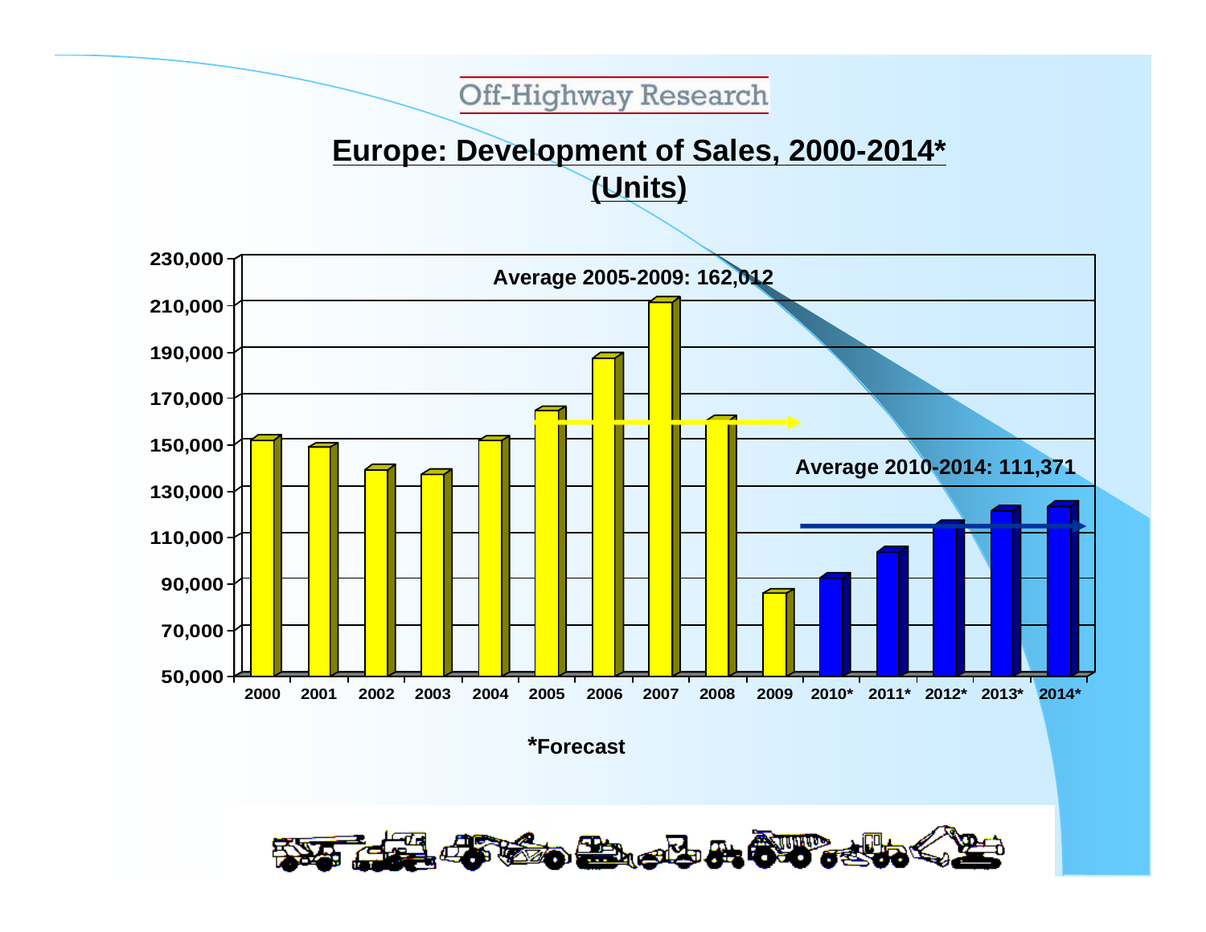Off-Highway Research

## Europe: Development of Sales, 2000-2014* (Units)

Average 2005-2009: 162,012

Average 2010-2014: 111,371

230,000
210,000
190,000
170,000
150,000
130,000
110,000
90,000
70,000
50,000

2000 2001 2002 2003 2004 2005 2006 2007 2008 2009 2010* 2011* 2012* 2013* 2014*

*Forecast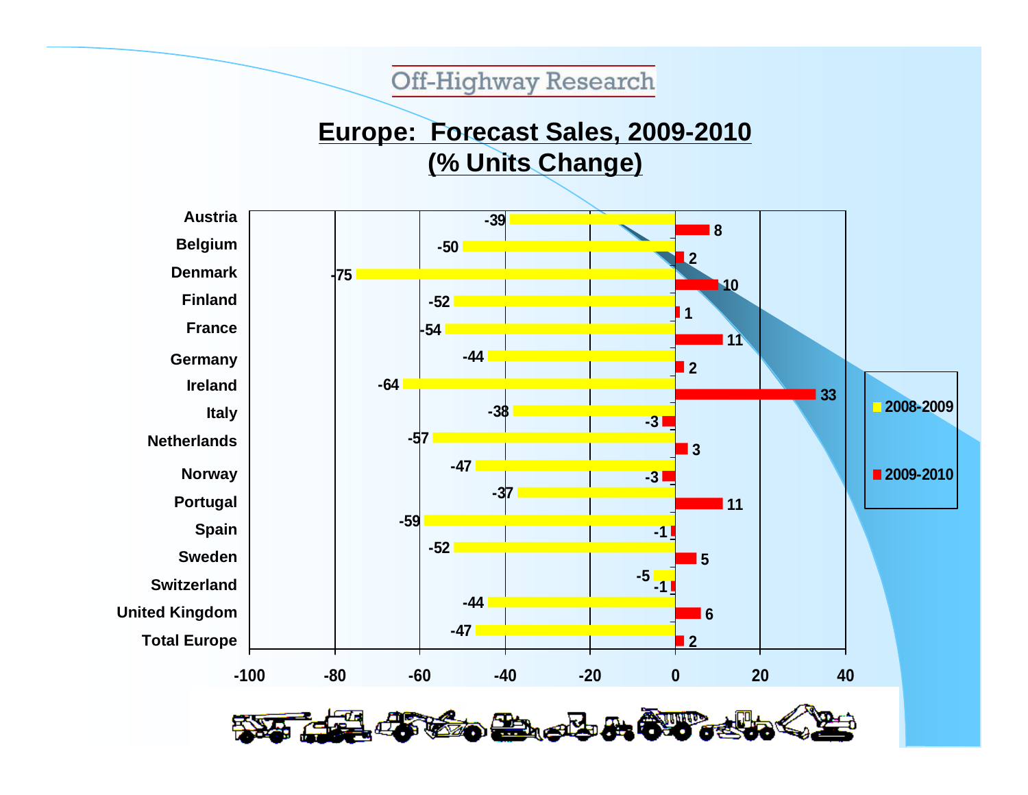Off-Highway Research

# Europe: Forecast Sales, 2009-2010
## (% Units Change)

| Country | 2008-2009 | 2009-2010 |
|---|---|---|
| Austria | -39 | 8 |
| Belgium | -50 | 2 |
| Denmark | -75 | 10 |
| Finland | -52 | 1 |
| France | -54 | 11 |
| Germany | -44 | 2 |
| Ireland | -64 | 33 |
| Italy | -38 | -3 |
| Netherlands | -57 | 3 |
| Norway | -47 | -3 |
| Portugal | -37 | 11 |
| Spain | -59 | -1 |
| Sweden | -52 | 5 |
| Switzerland | -5 | -1 |
| United Kingdom | -44 | 6 |
| Total Europe | -47 | 2 |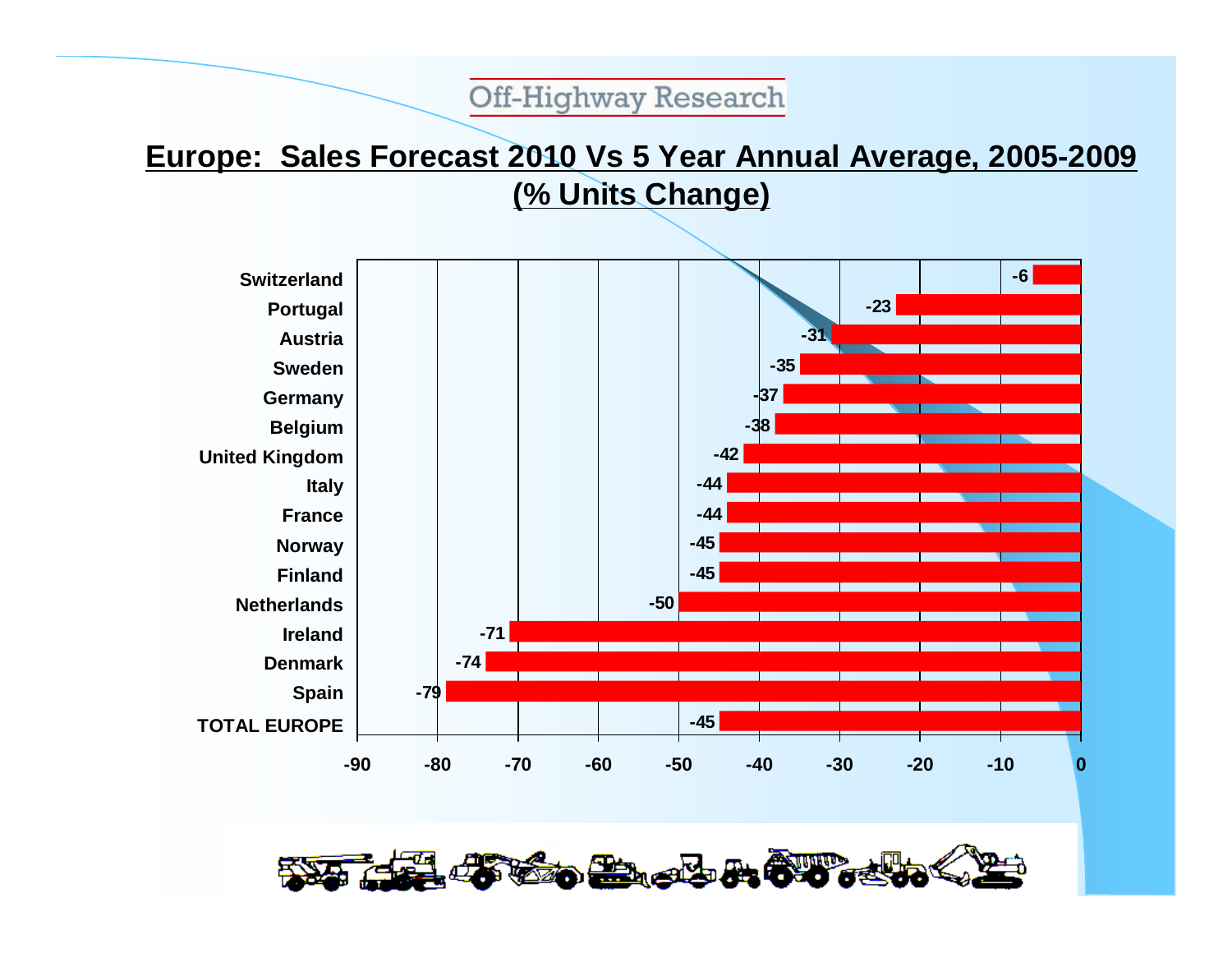Off-Highway Research

## Europe: Sales Forecast 2010 Vs 5 Year Annual Average, 2005-2009
## (% Units Change)

| Country | % Units Change |
|---|---|
| Switzerland | -6 |
| Portugal | -23 |
| Austria | -31 |
| Sweden | -35 |
| Germany | -37 |
| Belgium | -38 |
| United Kingdom | -42 |
| Italy | -44 |
| France | -44 |
| Norway | -45 |
| Finland | -45 |
| Netherlands | -50 |
| Ireland | -71 |
| Denmark | -74 |
| Spain | -79 |
| TOTAL EUROPE | -45 |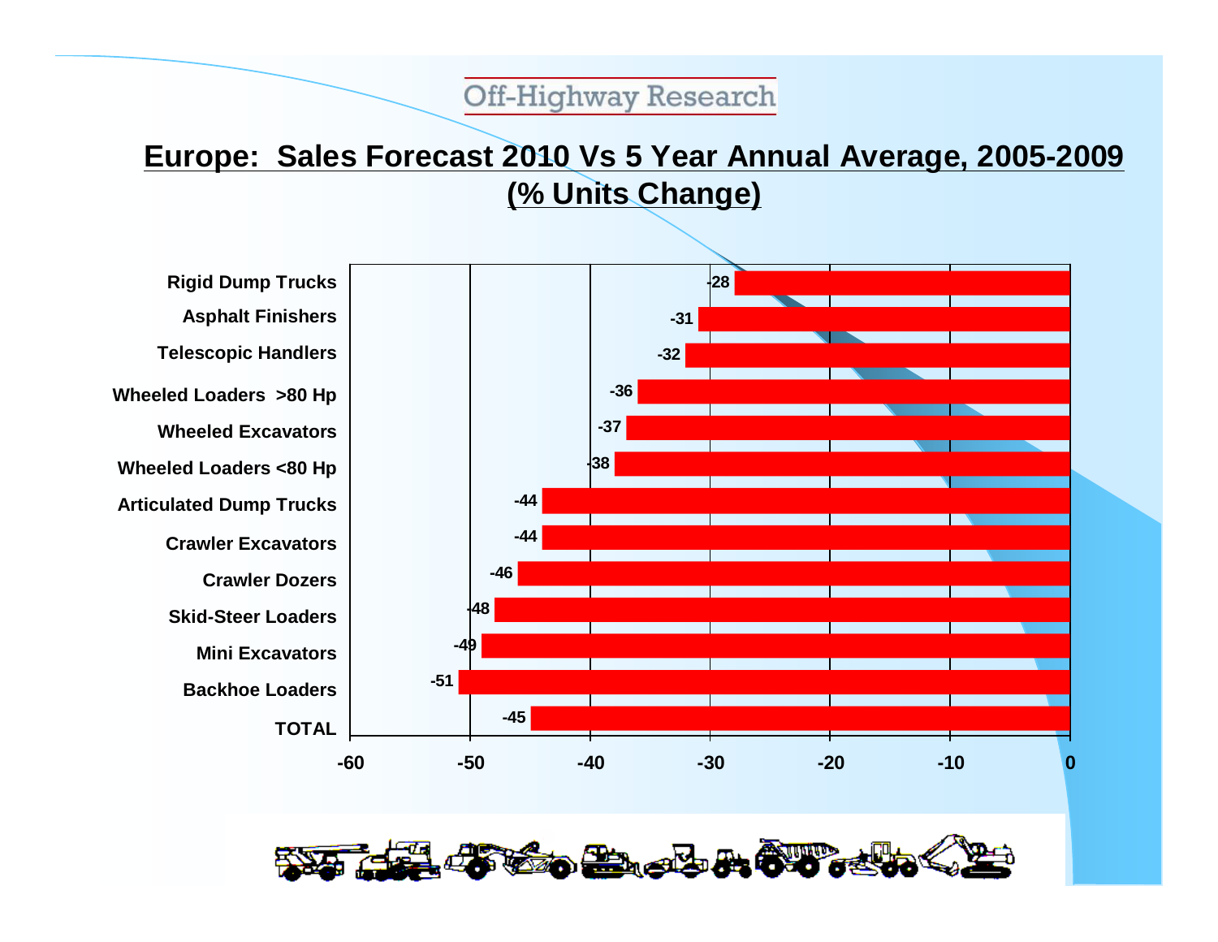Off-Highway Research

## Europe: Sales Forecast 2010 Vs 5 Year Annual Average, 2005-2009 (% Units Change)

| Equipment | % Units Change |
|---|---|
| Rigid Dump Trucks | -28 |
| Asphalt Finishers | -31 |
| Telescopic Handlers | -32 |
| Wheeled Loaders >80 Hp | -36 |
| Wheeled Excavators | -37 |
| Wheeled Loaders <80 Hp | -38 |
| Articulated Dump Trucks | -44 |
| Crawler Excavators | -44 |
| Crawler Dozers | -46 |
| Skid-Steer Loaders | -48 |
| Mini Excavators | -49 |
| Backhoe Loaders | -51 |
| TOTAL | -45 |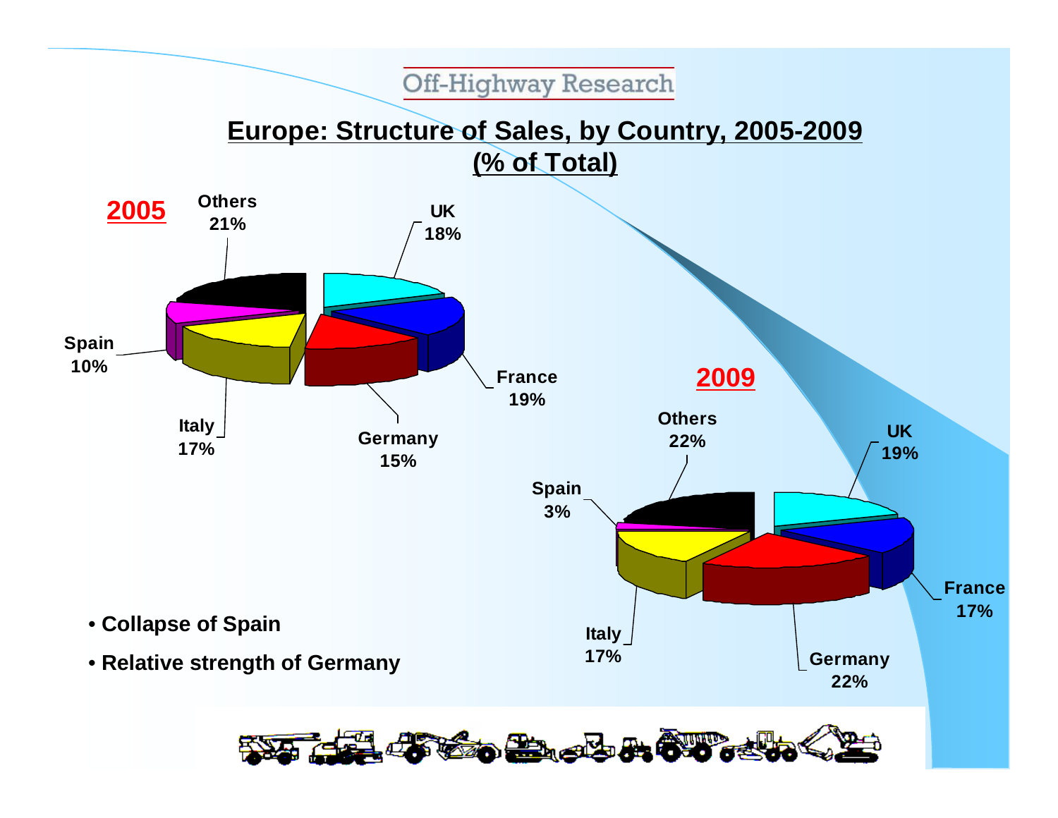Off-Highway Research

# Europe: Structure of Sales, by Country, 2005-2009 (% of Total)

**2005**

| Country | % |
|---|---|
| UK | 18% |
| France | 19% |
| Germany | 15% |
| Italy | 17% |
| Spain | 10% |
| Others | 21% |

**2009**

| Country | % |
|---|---|
| UK | 19% |
| France | 17% |
| Germany | 22% |
| Italy | 17% |
| Spain | 3% |
| Others | 22% |

- **Collapse of Spain**
- **Relative strength of Germany**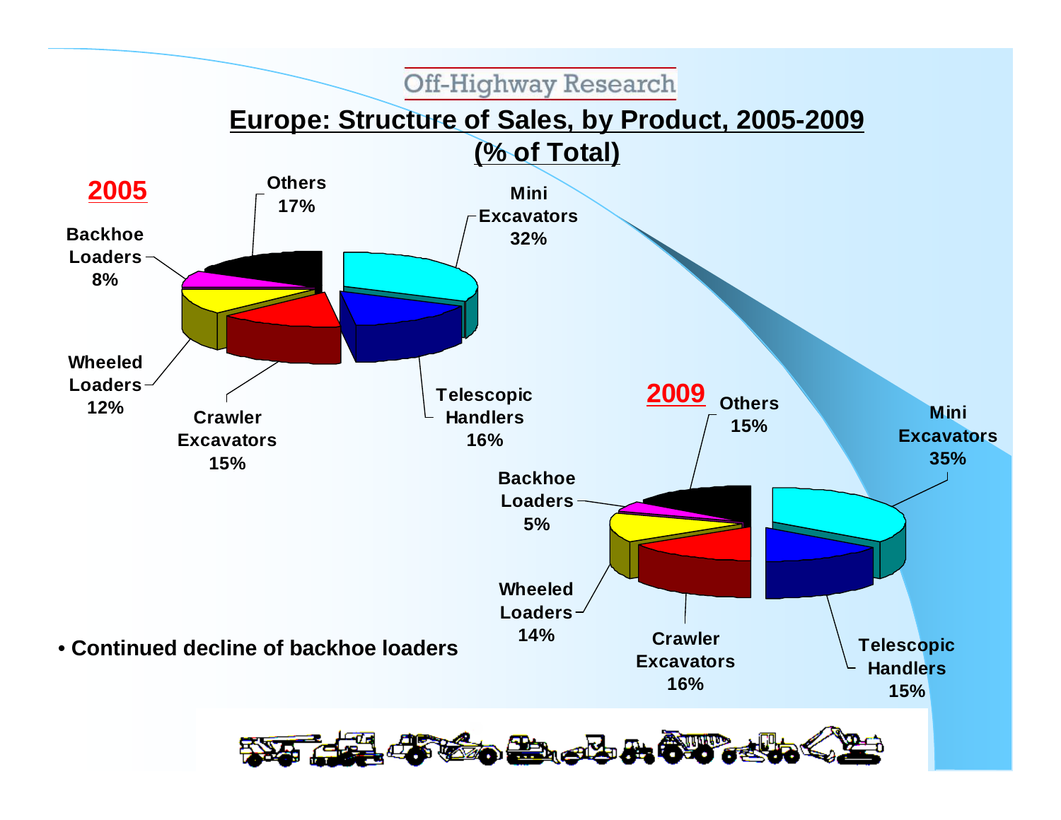Off-Highway Research

# Europe: Structure of Sales, by Product, 2005-2009

## (% of Total)

**2005**

| Product | % |
|---|---|
| Mini Excavators | 32% |
| Telescopic Handlers | 16% |
| Crawler Excavators | 15% |
| Wheeled Loaders | 12% |
| Backhoe Loaders | 8% |
| Others | 17% |

**2009**

| Product | % |
|---|---|
| Mini Excavators | 35% |
| Telescopic Handlers | 15% |
| Crawler Excavators | 16% |
| Wheeled Loaders | 14% |
| Backhoe Loaders | 5% |
| Others | 15% |

- **Continued decline of backhoe loaders**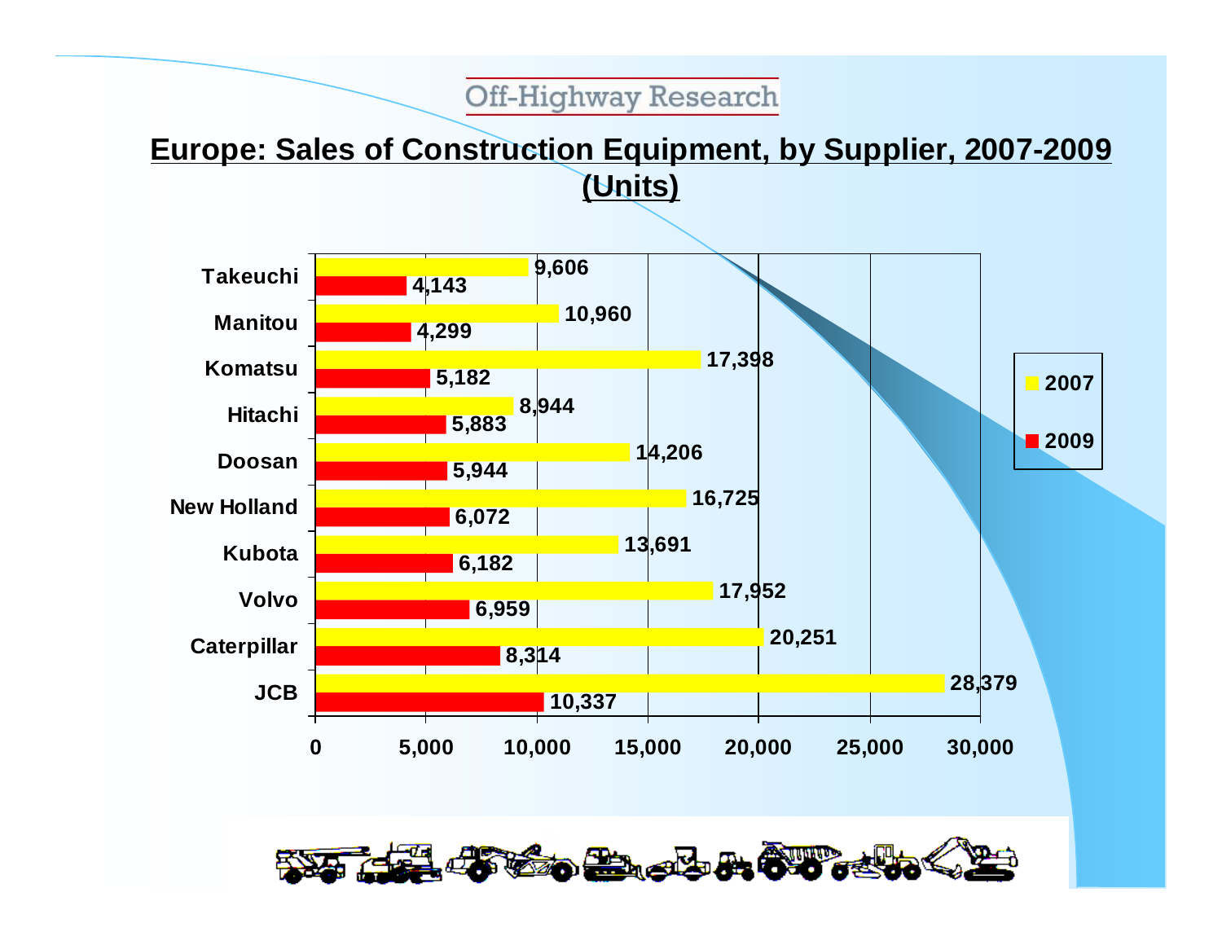Off-Highway Research

## Europe: Sales of Construction Equipment, by Supplier, 2007-2009 (Units)

| Supplier | 2007 | 2009 |
|---|---|---|
| Takeuchi | 9,606 | 4,143 |
| Manitou | 10,960 | 4,299 |
| Komatsu | 17,398 | 5,182 |
| Hitachi | 8,944 | 5,883 |
| Doosan | 14,206 | 5,944 |
| New Holland | 16,725 | 6,072 |
| Kubota | 13,691 | 6,182 |
| Volvo | 17,952 | 6,959 |
| Caterpillar | 20,251 | 8,314 |
| JCB | 28,379 | 10,337 |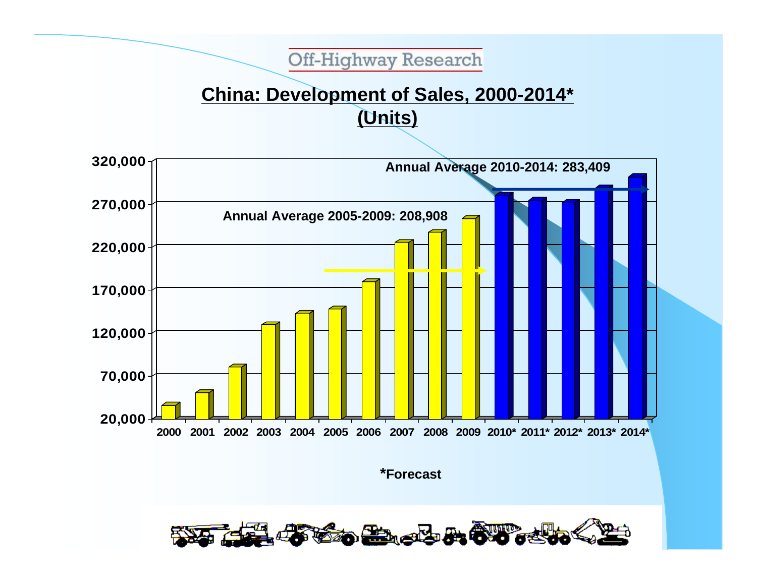Off-Highway Research

# China: Development of Sales, 2000-2014*

## (Units)

Annual Average 2010-2014: 283,409

Annual Average 2005-2009: 208,908

*Forecast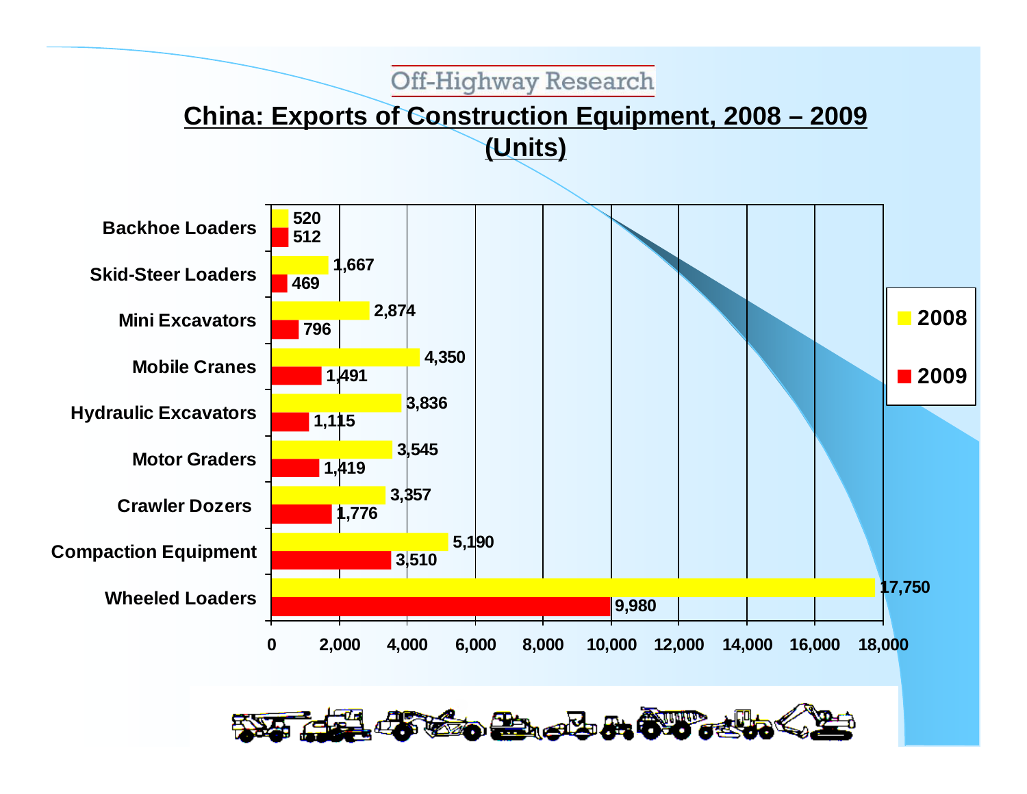Off-Highway Research

## China: Exports of Construction Equipment, 2008 – 2009 (Units)

| Equipment | 2008 | 2009 |
| --- | --- | --- |
| Backhoe Loaders | 520 | 512 |
| Skid-Steer Loaders | 1,667 | 469 |
| Mini Excavators | 2,874 | 796 |
| Mobile Cranes | 4,350 | 1,491 |
| Hydraulic Excavators | 3,836 | 1,115 |
| Motor Graders | 3,545 | 1,419 |
| Crawler Dozers | 3,357 | 1,776 |
| Compaction Equipment | 5,190 | 3,510 |
| Wheeled Loaders | 17,750 | 9,980 |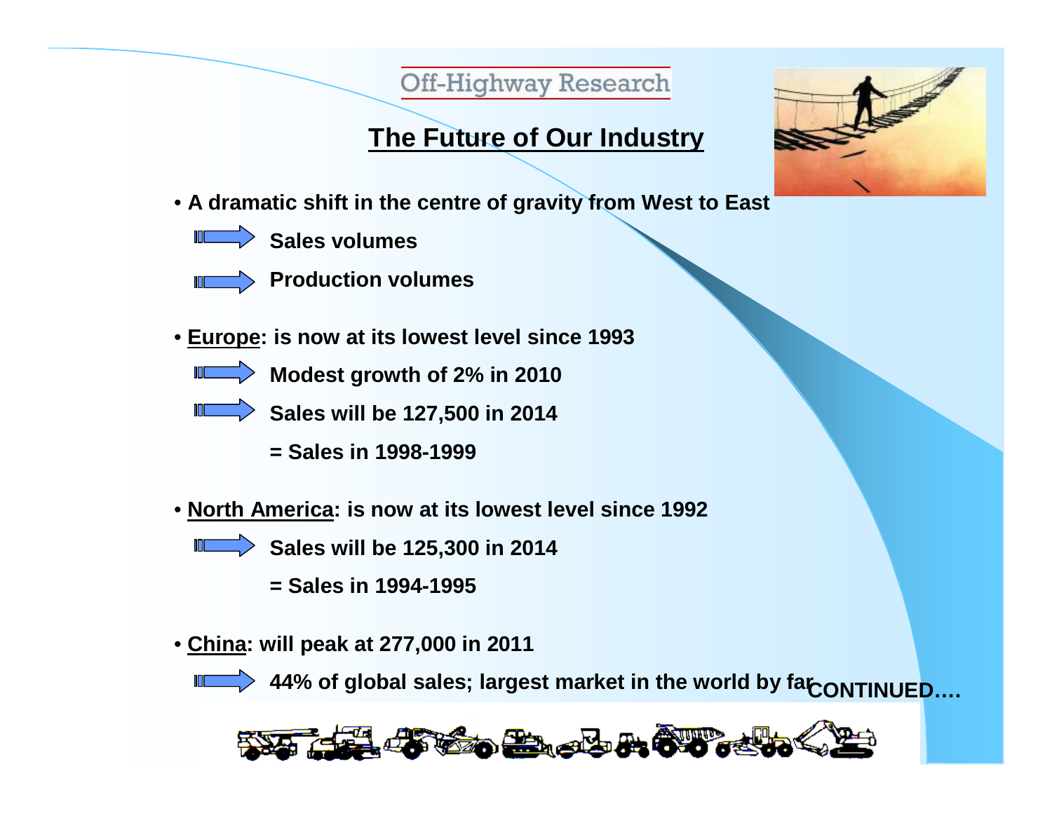Off-Highway Research

# The Future of Our Industry

- A dramatic shift in the centre of gravity from West to East
  - Sales volumes
  - Production volumes
- **Europe**: is now at its lowest level since 1993
  - Modest growth of 2% in 2010
  - Sales will be 127,500 in 2014
    = Sales in 1998-1999
- **North America**: is now at its lowest level since 1992
  - Sales will be 125,300 in 2014
    = Sales in 1994-1995
- **China**: will peak at 277,000 in 2011
  - 44% of global sales; largest market in the world by far

CONTINUED….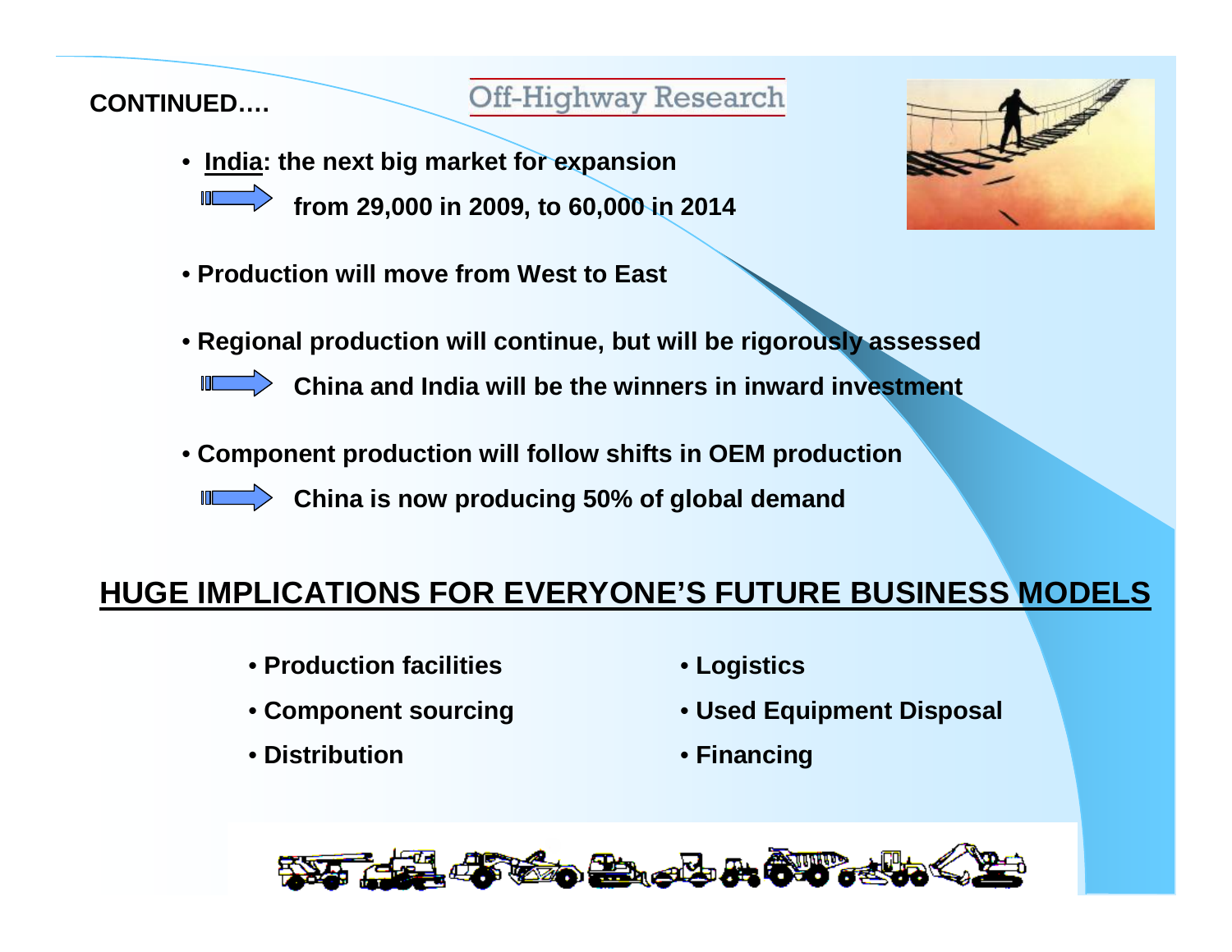**CONTINUED….**

Off-Highway Research

- **India: the next big market for expansion**
  - **from 29,000 in 2009, to 60,000 in 2014**
- **Production will move from West to East**
- **Regional production will continue, but will be rigorously assessed**
  - **China and India will be the winners in inward investment**
- **Component production will follow shifts in OEM production**
  - **China is now producing 50% of global demand**

## HUGE IMPLICATIONS FOR EVERYONE'S FUTURE BUSINESS MODELS

- **Production facilities**
- **Component sourcing**
- **Distribution**
- **Logistics**
- **Used Equipment Disposal**
- **Financing**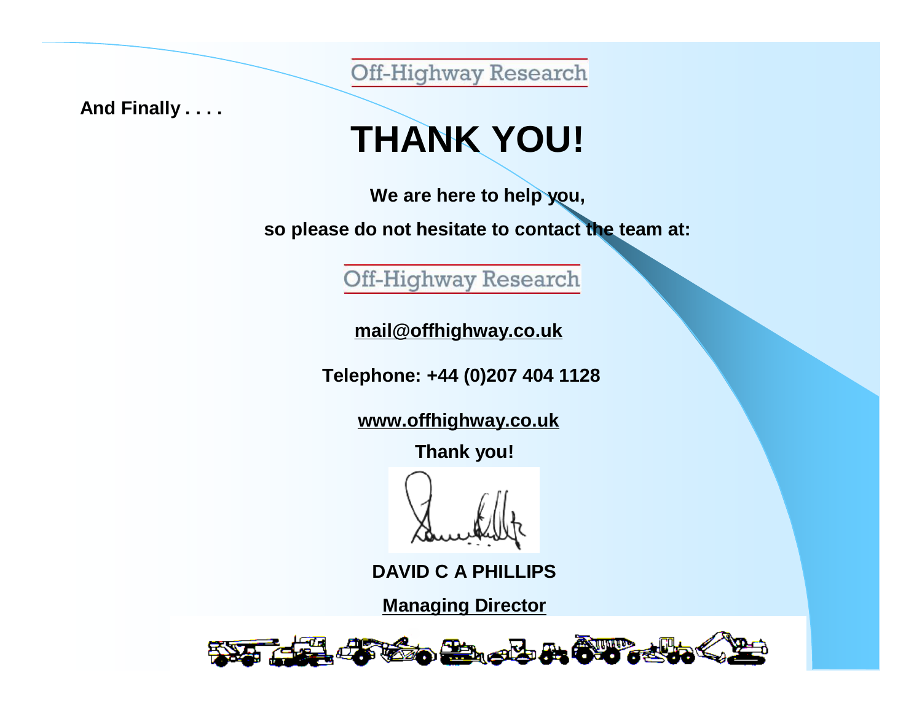Off-Highway Research

**And Finally . . . .**

# THANK YOU!

**We are here to help you,**

**so please do not hesitate to contact the team at:**

Off-Highway Research

**mail@offhighway.co.uk**

**Telephone: +44 (0)207 404 1128**

**www.offhighway.co.uk**

**Thank you!**

**DAVID C A PHILLIPS**

**Managing Director**